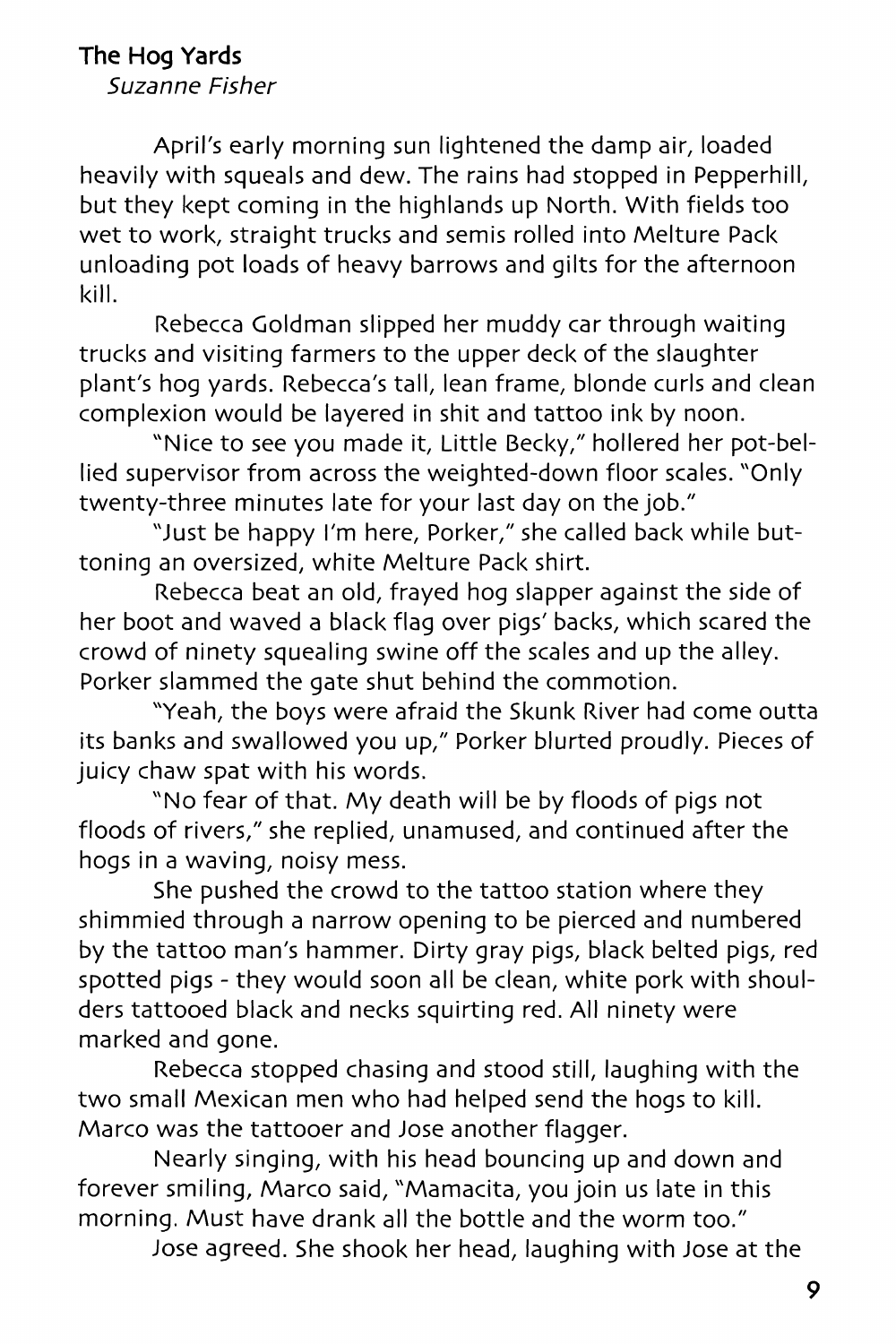## The Hog Yards

*Suzanne Fisher*

April's early morning sun lightened the damp air, loaded heavily with squeals and dew. The rains had stopped in Pepperhill, but they kept coming in the highlands up North. With fields too wet to work, straight trucks and semis rolled into Melture Pack unloading pot loads of heavy barrows and gilts for the afternoon kill.

Rebecca Goldman slipped her muddy car through waiting trucks and visiting farmers to the upper deck of the slaughter plant's hog yards. Rebecca's tall, lean frame, blonde curls and clean complexion would be layered in shit and tattoo ink by noon.

"Nice to see you made it, Little Becky," hollered her pot-bellied supervisor from across the weighted-down floor scales. "Only twenty-three minutes late for your last day on the job."

"Just be happy I'm here, Porker," she called back while buttoning an oversized, white Melture Pack shirt.

Rebecca beat an old, frayed hog slapper against the side of her boot and waved a black flag over pigs' backs, which scared the crowd of ninety squealing swine off the scales and up the alley. Porker slammed the gate shut behind the commotion.

"Yeah, the boys were afraid the Skunk River had come outta its banks and swallowed you up," Porker blurted proudly. Pieces of juicy chaw spat with his words.

"No fear of that. My death will be by floods of pigs not floods of rivers," she replied, unamused, and continued after the hogs in a waving, noisy mess.

She pushed the crowd to the tattoo station where they shimmied through a narrow opening to be pierced and numbered by the tattoo man's hammer. Dirty gray pigs, black belted pigs, red spotted pigs - they would soon all be clean, white pork with shoulders tattooed black and necks squirting red. All ninety were marked and gone.

Rebecca stopped chasing and stood still, laughing with the two small Mexican men who had helped send the hogs to kill. Marco was the tattooer and Jose another flagger.

Nearly singing, with his head bouncing up and down and forever smiling, Marco said, "Mamacita, you join us late in this morning. Must have drank all the bottle and the worm too."

Jose agreed. She shook her head, laughing with Jose at the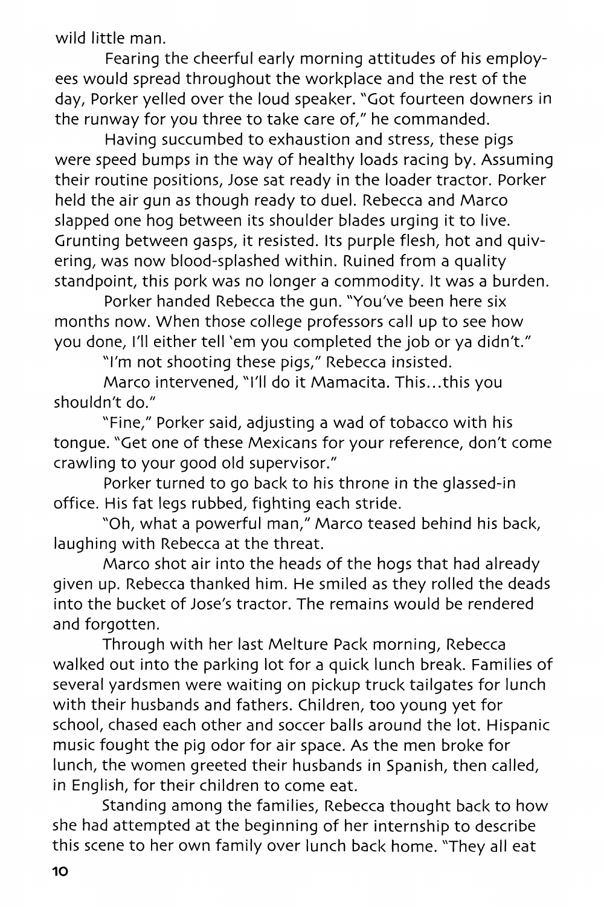wild little man.

Fearing the cheerful early morning attitudes of his employees would spread throughout the workplace and the rest of the day, Porker yelled over the loud speaker. "Got fourteen downers in the runway for you three to take care of," he commanded.

Having succumbed to exhaustion and stress, these pigs were speed bumps in the way of healthy loads racing by. Assuming their routine positions, Jose sat ready in the loader tractor. Porker held the air gun as though ready to duel. Rebecca and Marco slapped one hog between its shoulder blades urging it to live. Grunting between gasps, it resisted. Its purple flesh, hot and quivering, was now blood-splashed within. Ruined from a quality standpoint, this pork was no longer a commodity. It was a burden.

Porker handed Rebecca the gun. "You've been here six months now. When those college professors call up to see how you done, I'll either tell 'em you completed the job or ya didn't."

"I'm not shooting these pigs," Rebecca insisted.

Marco intervened, "I'll do it Mamacita. This...this you shouldn't do."

"Fine," Porker said, adjusting a wad of tobacco with his tongue. "Get one of these Mexicans for your reference, don't come crawling to your good old supervisor."

Porker turned to go back to his throne in the glassed-in office. His fat legs rubbed, fighting each stride.

"Oh, what a powerful man," Marco teased behind his back, laughing with Rebecca at the threat.

Marco shot air into the heads of the hogs that had already given up. Rebecca thanked him. He smiled as they rolled the deads into the bucket of Jose's tractor. The remains would be rendered and forgotten.

Through with her last Melture Pack morning, Rebecca walked out into the parking lot for a quick lunch break. Families of several yardsmen were waiting on pickup truck tailgates for lunch with their husbands and fathers. Children, too young yet for school, chased each other and soccer balls around the lot. Hispanic music fought the pig odor for air space. As the men broke for lunch, the women greeted their husbands in Spanish, then called, in English, for their children to come eat.

Standing among the families, Rebecca thought back to how she had attempted at the beginning of her internship to describe this scene to her own family over lunch back home. "They all eat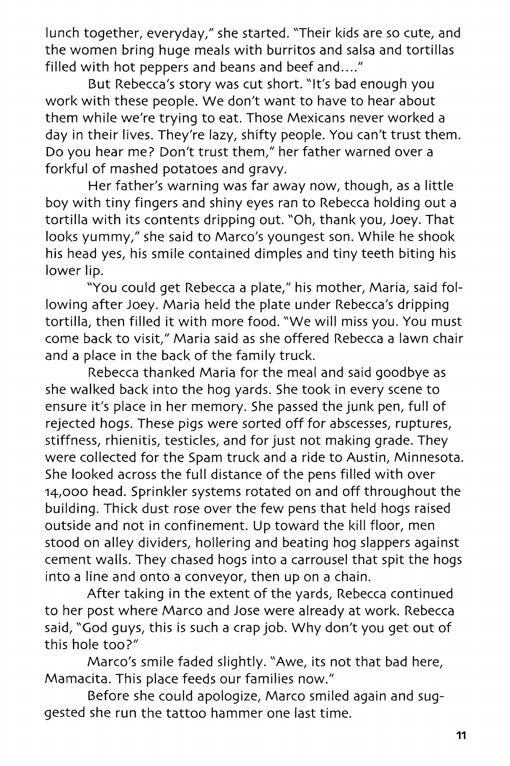lunch together, everyday," she started. "Their kids are so cute, and the women bring huge meals with burritos and salsa and tortillas filled with hot peppers and beans and beef and...."

But Rebecca's story was cut short. "It's bad enough you work with these people. We don't want to have to hear about them while we're trying to eat. Those Mexicans never worked a day in their lives. They're lazy, shifty people. You can't trust them. Do you hear me? Don't trust them," her father warned over a forkful of mashed potatoes and gravy.

Her father's warning was far away now, though, as a little boy with tiny fingers and shiny eyes ran to Rebecca holding out a tortilla with its contents dripping out. "Oh, thank you, Joey. That looks yummy," she said to Marco's youngest son. While he shook his head yes, his smile contained dimples and tiny teeth biting his lower lip.

"You could get Rebecca a plate," his mother, Maria, said following after Joey. Maria held the plate under Rebecca's dripping tortilla, then filled it with more food. "We will miss you. You must come back to visit," Maria said as she offered Rebecca a lawn chair and a place in the back of the family truck.

Rebecca thanked Maria for the meal and said goodbye as she walked back into the hog yards. She took in every scene to ensure it's place in her memory. She passed the junk pen, full of rejected hogs. These pigs were sorted off for abscesses, ruptures, stiffness, rhienitis, testicles, and for just not making grade. They were collected for the Spam truck and a ride to Austin, Minnesota. She looked across the full distance of the pens filled with over 14,000 head. Sprinkler systems rotated on and off throughout the building. Thick dust rose over the few pens that held hogs raised outside and not in confinement. Up toward the kill floor, men stood on alley dividers, hollering and beating hog slappers against cement walls. They chased hogs into a carrousel that spit the hogs into a line and onto a conveyor, then up on a chain.

After taking in the extent of the yards, Rebecca continued to her post where Marco and Jose were already at work. Rebecca said, "God guys, this is such a crap job. Why don't you get out of this hole too?"

Marco's smile faded slightly. "Awe, its not that bad here, Mamacita. This place feeds our families now."

Before she could apologize, Marco smiled again and suggested she run the tattoo hammer one last time.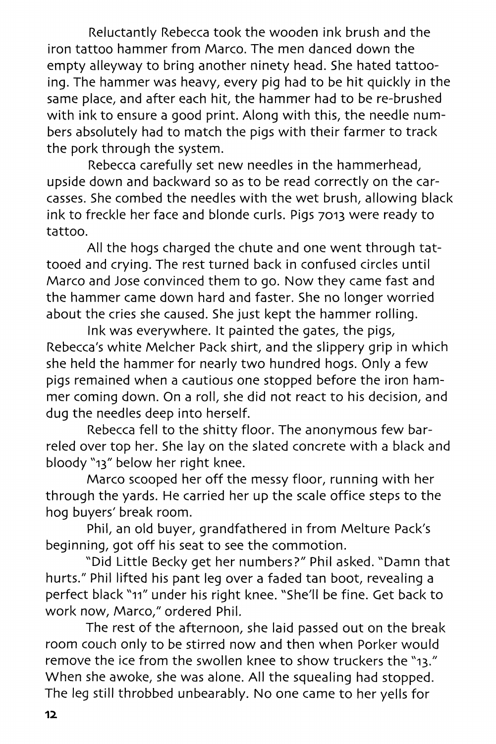Reluctantly Rebecca took the wooden ink brush and the iron tattoo hammer from Marco. The men danced down the empty alleyway to bring another ninety head. She hated tattooing. The hammer was heavy, every pig had to be hit quickly in the same place, and after each hit, the hammer had to be re-brushed with ink to ensure a good print. Along with this, the needle numbers absolutely had to match the pigs with their farmer to track the pork through the system.

Rebecca carefully set new needles in the hammerhead, upside down and backward so as to be read correctly on the carcasses. She combed the needles with the wet brush, allowing black ink to freckle her face and blonde curls. Pigs 7013 were ready to tattoo.

All the hogs charged the chute and one went through tattooed and crying. The rest turned back in confused circles until Marco and Jose convinced them to go. Now they came fast and the hammer came down hard and faster. She no longer worried about the cries she caused. She just kept the hammer rolling.

Ink was everywhere. It painted the gates, the pigs, Rebecca's white Melcher Pack shirt, and the slippery grip in which she held the hammer for nearly two hundred hogs. Only a few pigs remained when a cautious one stopped before the iron hammer coming down. On a roll, she did not react to his decision, and dug the needles deep into herself.

Rebecca fell to the shitty floor. The anonymous few barreled over top her. She lay on the slated concrete with a black and bloody "13" below her right knee.

Marco scooped her off the messy floor, running with her through the yards. He carried her up the scale office steps to the hog buyers' break room.

Phil, an old buyer, grandfathered in from Melture Pack's beginning, got off his seat to see the commotion.

"Did Little Becky get her numbers?" Phil asked. "Damn that hurts." Phil lifted his pant leg over a faded tan boot, revealing a perfect black "11" under his right knee. "She'll be fine. Get back to work now, Marco," ordered Phil.

The rest of the afternoon, she laid passed out on the break room couch only to be stirred now and then when Porker would remove the ice from the swollen knee to show truckers the "13." When she awoke, she was alone. All the squealing had stopped. The leg still throbbed unbearably. No one came to her yells for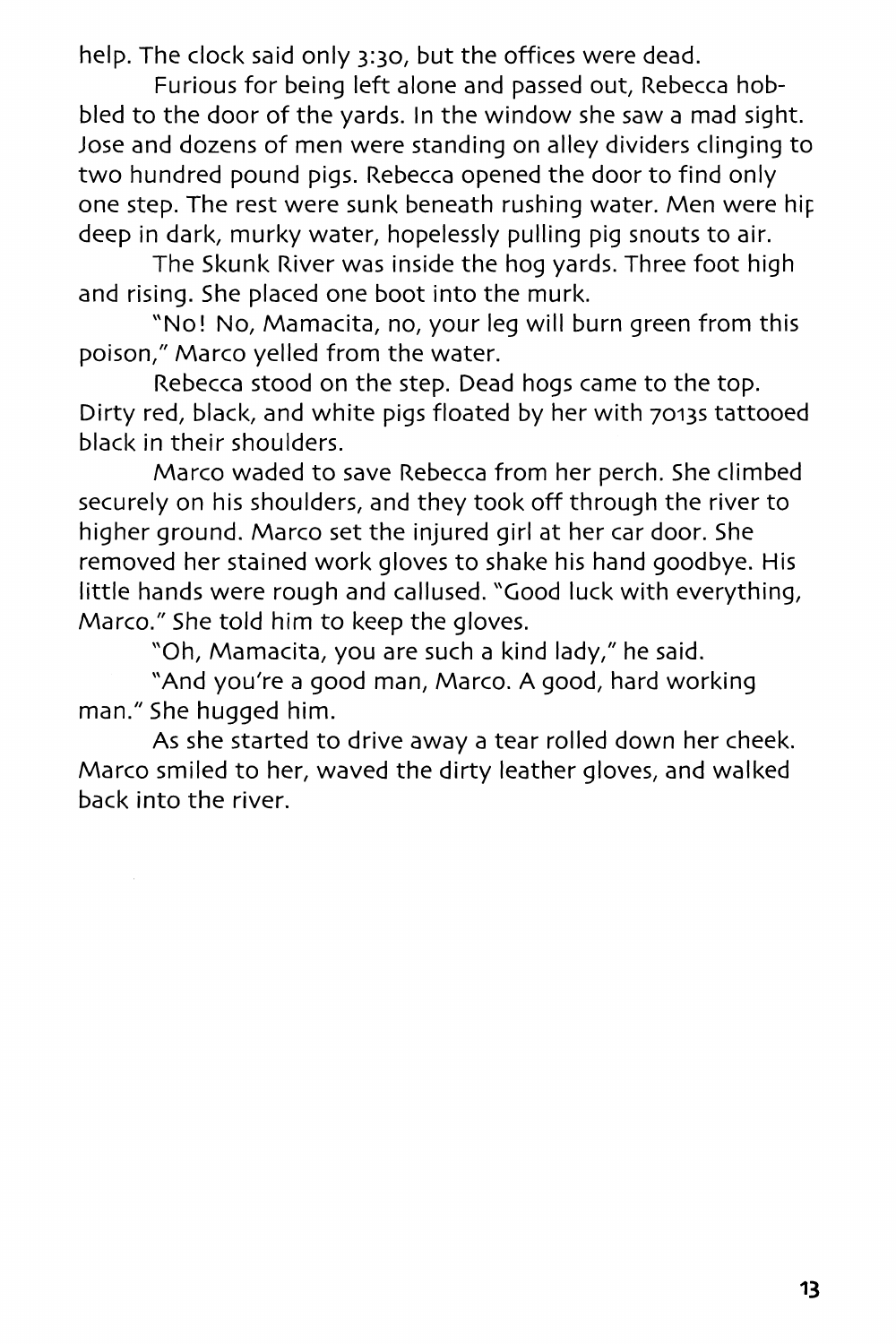help. The clock said only 3:30, but the offices were dead.

Furious for being left alone and passed out, Rebecca hobbled to the door of the yards. In the window she saw a mad sight. Jose and dozens of men were standing on alley dividers clinging to two hundred pound pigs. Rebecca opened the door to find only one step. The rest were sunk beneath rushing water. Men were hip deep in dark, murky water, hopelessly pulling pig snouts to air.

The Skunk River was inside the hog yards. Three foot high and rising. She placed one boot into the murk.

"No! No, Mamacita, no, your leg will burn green from this poison," Marco yelled from the water.

Rebecca stood on the step. Dead hogs came to the top. Dirty red, black, and white pigs floated by her with 7013s tattooed black in their shoulders.

Marco waded to save Rebecca from her perch. She climbed securely on his shoulders, and they took off through the river to higher ground. Marco set the injured girl at her car door. She removed her stained work gloves to shake his hand goodbye. His little hands were rough and callused. "Good luck with everything, Marco." She told him to keep the gloves.

"Oh, Mamacita, you are such a kind lady," he said.

"And you're a good man, Marco. A good, hard working man." She hugged him.

As she started to drive away a tear rolled down her cheek. Marco smiled to her, waved the dirty leather gloves, and walked back into the river.